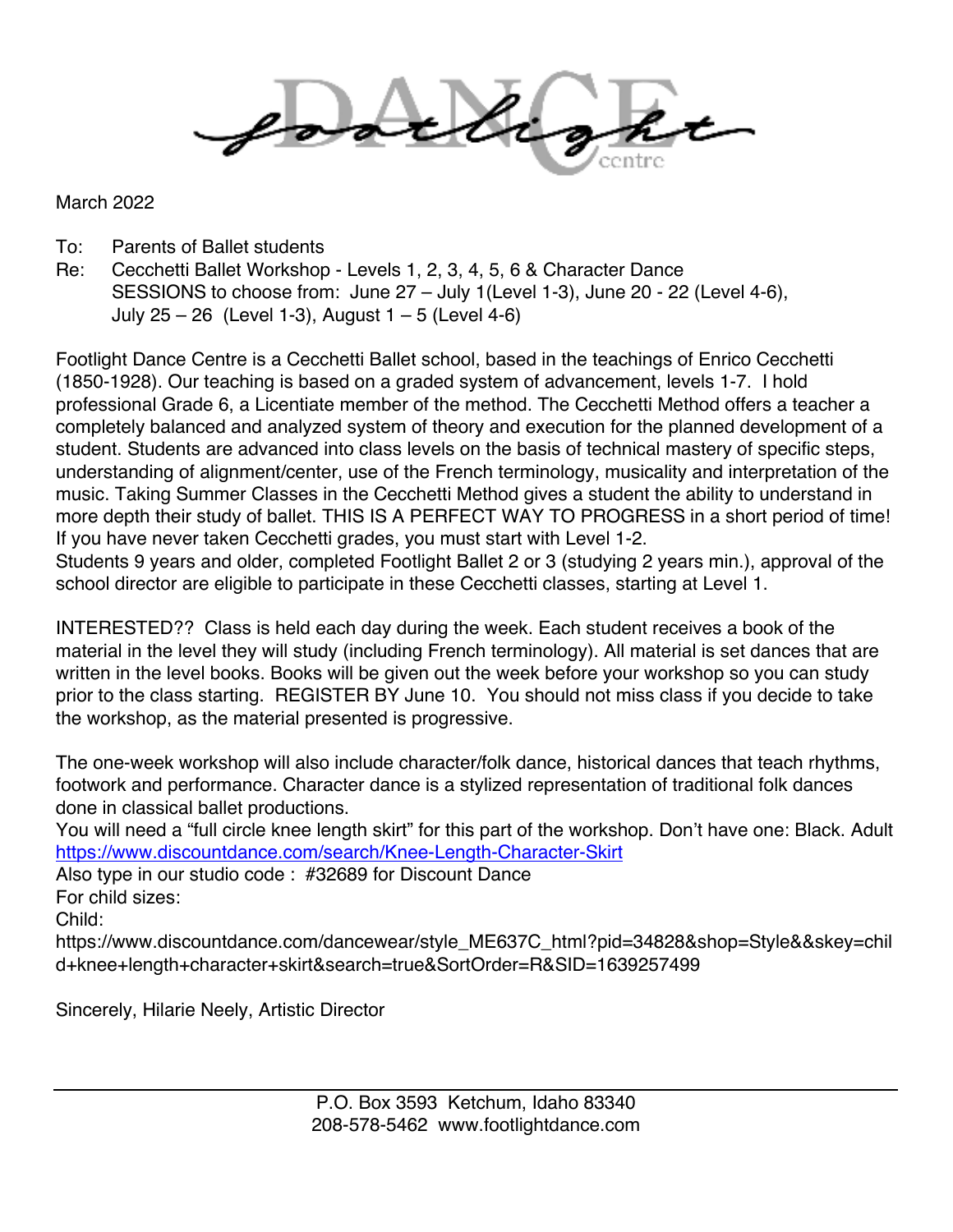Footlight DANCE centre

March 2022

To: Parents of Ballet students
Re: Cecchetti Ballet Workshop - Levels 1, 2, 3, 4, 5, 6 & Character Dance
SESSIONS to choose from: June 27 – July 1(Level 1-3), June 20 - 22 (Level 4-6), July 25 – 26 (Level 1-3), August 1 – 5 (Level 4-6)

Footlight Dance Centre is a Cecchetti Ballet school, based in the teachings of Enrico Cecchetti (1850-1928). Our teaching is based on a graded system of advancement, levels 1-7. I hold professional Grade 6, a Licentiate member of the method. The Cecchetti Method offers a teacher a completely balanced and analyzed system of theory and execution for the planned development of a student. Students are advanced into class levels on the basis of technical mastery of specific steps, understanding of alignment/center, use of the French terminology, musicality and interpretation of the music. Taking Summer Classes in the Cecchetti Method gives a student the ability to understand in more depth their study of ballet. THIS IS A PERFECT WAY TO PROGRESS in a short period of time! If you have never taken Cecchetti grades, you must start with Level 1-2.
Students 9 years and older, completed Footlight Ballet 2 or 3 (studying 2 years min.), approval of the school director are eligible to participate in these Cecchetti classes, starting at Level 1.

INTERESTED?? Class is held each day during the week. Each student receives a book of the material in the level they will study (including French terminology). All material is set dances that are written in the level books. Books will be given out the week before your workshop so you can study prior to the class starting. REGISTER BY June 10. You should not miss class if you decide to take the workshop, as the material presented is progressive.

The one-week workshop will also include character/folk dance, historical dances that teach rhythms, footwork and performance. Character dance is a stylized representation of traditional folk dances done in classical ballet productions.
You will need a "full circle knee length skirt" for this part of the workshop. Don't have one: Black. Adult [https://www.discountdance.com/search/Knee-Length-Character-Skirt](https://www.discountdance.com/search/Knee-Length-Character-Skirt)
Also type in our studio code : #32689 for Discount Dance
For child sizes:
Child:
https://www.discountdance.com/dancewear/style_ME637C_html?pid=34828&shop=Style&&skey=child+knee+length+character+skirt&search=true&SortOrder=R&SID=1639257499

Sincerely, Hilarie Neely, Artistic Director

P.O. Box 3593 Ketchum, Idaho 83340
208-578-5462 www.footlightdance.com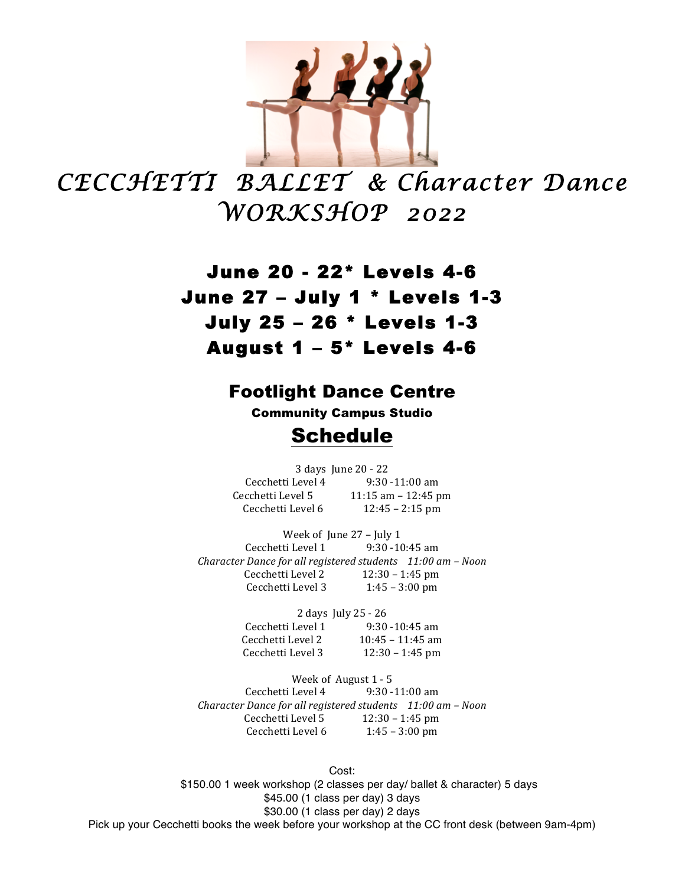# CECCHETTI BALLET & Character Dance WORKSHOP 2022

## June 20 - 22* Levels 4-6
## June 27 – July 1 * Levels 1-3
## July 25 – 26 * Levels 1-3
## August 1 – 5* Levels 4-6

## Footlight Dance Centre

### Community Campus Studio

## Schedule

3 days June 20 - 22

| | |
|---|---|
| Cecchetti Level 4 | 9:30 -11:00 am |
| Cecchetti Level 5 | 11:15 am – 12:45 pm |
| Cecchetti Level 6 | 12:45 – 2:15 pm |

Week of June 27 – July 1

| | |
|---|---|
| Cecchetti Level 1 | 9:30 -10:45 am |
| *Character Dance for all registered students* | *11:00 am – Noon* |
| Cecchetti Level 2 | 12:30 – 1:45 pm |
| Cecchetti Level 3 | 1:45 – 3:00 pm |

2 days July 25 - 26

| | |
|---|---|
| Cecchetti Level 1 | 9:30 -10:45 am |
| Cecchetti Level 2 | 10:45 – 11:45 am |
| Cecchetti Level 3 | 12:30 – 1:45 pm |

Week of August 1 - 5

| | |
|---|---|
| Cecchetti Level 4 | 9:30 -11:00 am |
| *Character Dance for all registered students* | *11:00 am – Noon* |
| Cecchetti Level 5 | 12:30 – 1:45 pm |
| Cecchetti Level 6 | 1:45 – 3:00 pm |

Cost:

$150.00 1 week workshop (2 classes per day/ ballet & character) 5 days

$45.00 (1 class per day) 3 days

$30.00 (1 class per day) 2 days

Pick up your Cecchetti books the week before your workshop at the CC front desk (between 9am-4pm)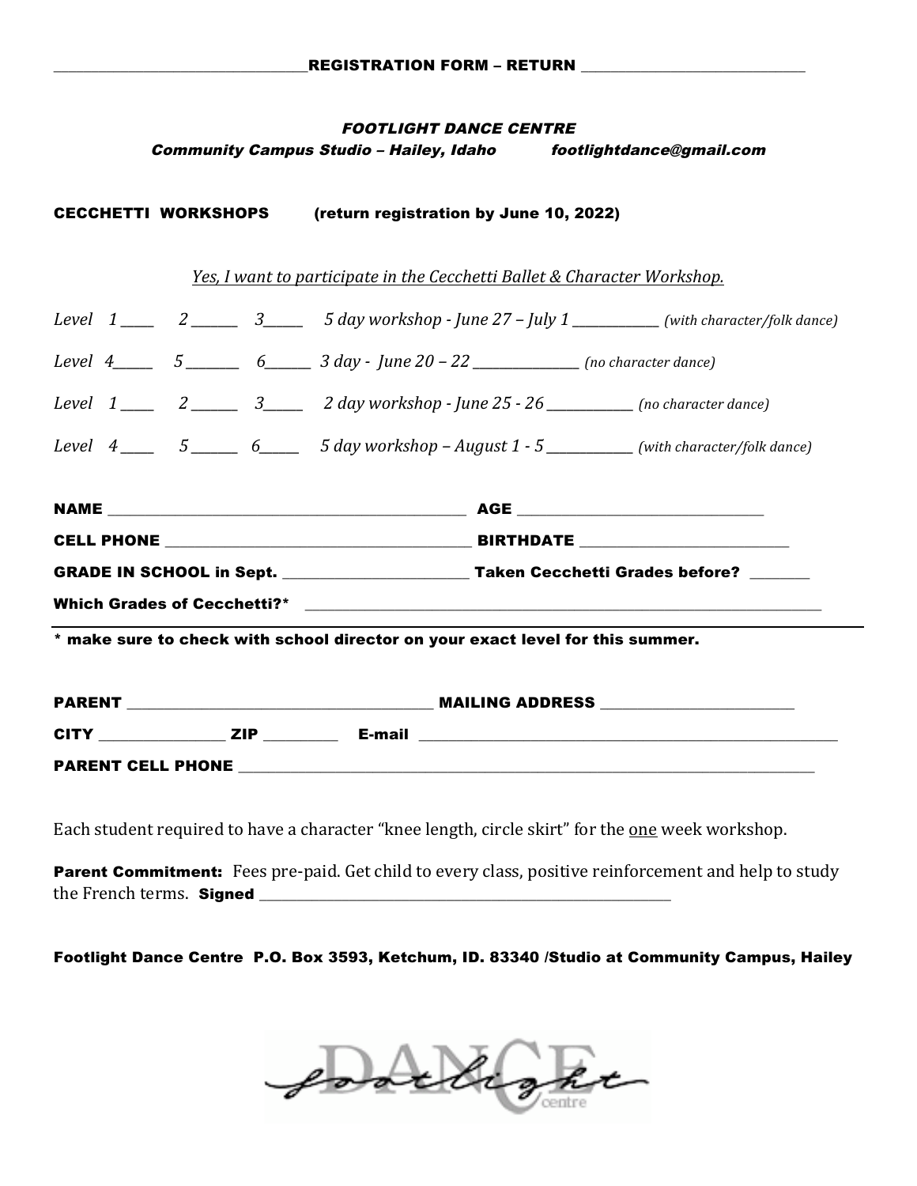______________________________REGISTRATION FORM – RETURN ______________________________

*FOOTLIGHT DANCE CENTRE*

*Community Campus Studio – Hailey, Idaho          footlightdance@gmail.com*

**CECCHETTI WORKSHOPS** **(return registration by June 10, 2022)**

*Yes, I want to participate in the Cecchetti Ballet & Character Workshop.*

*Level 1 ____ 2 ______ 3_____ 5 day workshop - June 27 – July 1 ___________ (with character/folk dance)*

*Level 4_____ 5 _______ 6______ 3 day - June 20 – 22 ______________ (no character dance)*

*Level 1 ____ 2 ______ 3_____ 2 day workshop - June 25 - 26 ___________ (no character dance)*

*Level 4 ____ 5 ______ 6_____ 5 day workshop – August 1 - 5 ___________ (with character/folk dance)*

**NAME** ______________________________ **AGE** ______________________

**CELL PHONE** ____________________________ **BIRTHDATE** __________________

**GRADE IN SCHOOL in Sept.** _______________ **Taken Cecchetti Grades before?** _______

**Which Grades of Cecchetti?*** ______________________________________________

**\* make sure to check with school director on your exact level for this summer.**

**PARENT** ____________________________ **MAILING ADDRESS** _________________

**CITY** ___________ **ZIP** _______ **E-mail** ______________________________________

**PARENT CELL PHONE** ____________________________________________________

Each student required to have a character "knee length, circle skirt" for the <u>one</u> week workshop.

**Parent Commitment:** Fees pre-paid. Get child to every class, positive reinforcement and help to study the French terms. **Signed** ________________________________________

**Footlight Dance Centre P.O. Box 3593, Ketchum, ID. 83340 /Studio at Community Campus, Hailey**

footlight DANCE centre